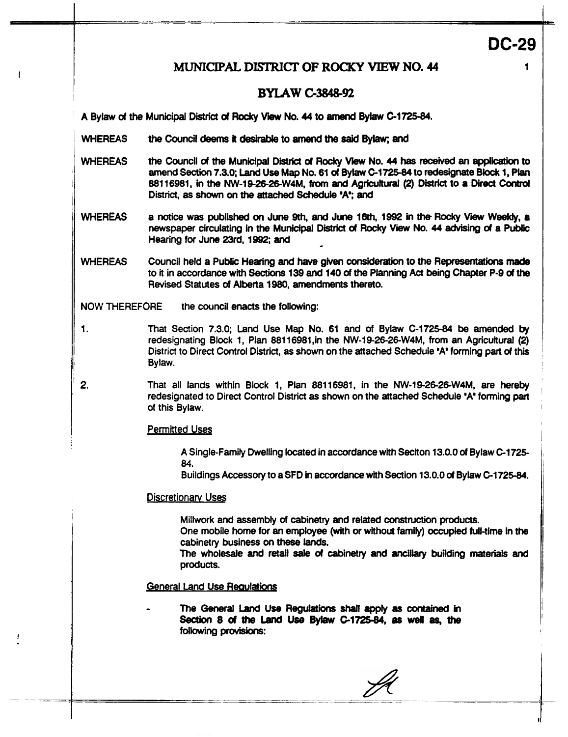**DC-29**

# MUNICIPAL DISTRICT OF ROCKY VIEW NO. 44

## BYLAW C-3848-92

A Bylaw of the Municipal District of Rocky View No. 44 to amend Bylaw C-1725-84.

WHEREAS the Council deems it desirable to amend the said Bylaw; and

WHEREAS the Council of the Municipal District of Rocky View No. 44 has received an application to amend Section 7.3.0; Land Use Map No. 61 of Bylaw C-1725-84 to redesignate Block 1, Plan 88116981, in the NW-19-26-26-W4M, from and Agricultural (2) District to a Direct Control District, as shown on the attached Schedule 'A'; and

WHEREAS a notice was published on June 9th, and June 16th, 1992 in the Rocky View Weekly, a newspaper circulating in the Municipal District of Rocky View No. 44 advising of a Public Hearing for June 23rd, 1992; and

WHEREAS Council held a Public Hearing and have given consideration to the Representations made to it in accordance with Sections 139 and 140 of the Planning Act being Chapter P-9 of the Revised Statutes of Alberta 1980, amendments thereto.

NOW THEREFORE the council enacts the following:

1. That Section 7.3.0; Land Use Map No. 61 and of Bylaw C-1725-84 be amended by redesignating Block 1, Plan 88116981,in the NW-19-26-26-W4M, from an Agricultural (2) District to Direct Control District, as shown on the attached Schedule 'A' forming part of this Bylaw.

2. That all lands within Block 1, Plan 88116981, in the NW-19-26-26-W4M, are hereby redesignated to Direct Control District as shown on the attached Schedule 'A' forming part of this Bylaw.

<u>Permitted Uses</u>

A Single-Family Dwelling located in accordance with Seciton 13.0.0 of Bylaw C-1725-84.
Buildings Accessory to a SFD in accordance with Section 13.0.0 of Bylaw C-1725-84.

<u>Discretionary Uses</u>

Millwork and assembly of cabinetry and related construction products.
One mobile home for an employee (with or without family) occupied full-time in the cabinetry business on these lands.
The wholesale and retail sale of cabinetry and ancillary building materials and products.

<u>General Land Use Regulations</u>

- The General Land Use Regulations shall apply as contained in **Section 8 of the Land Use Bylaw C-1725-84, as well as, the following provisions:**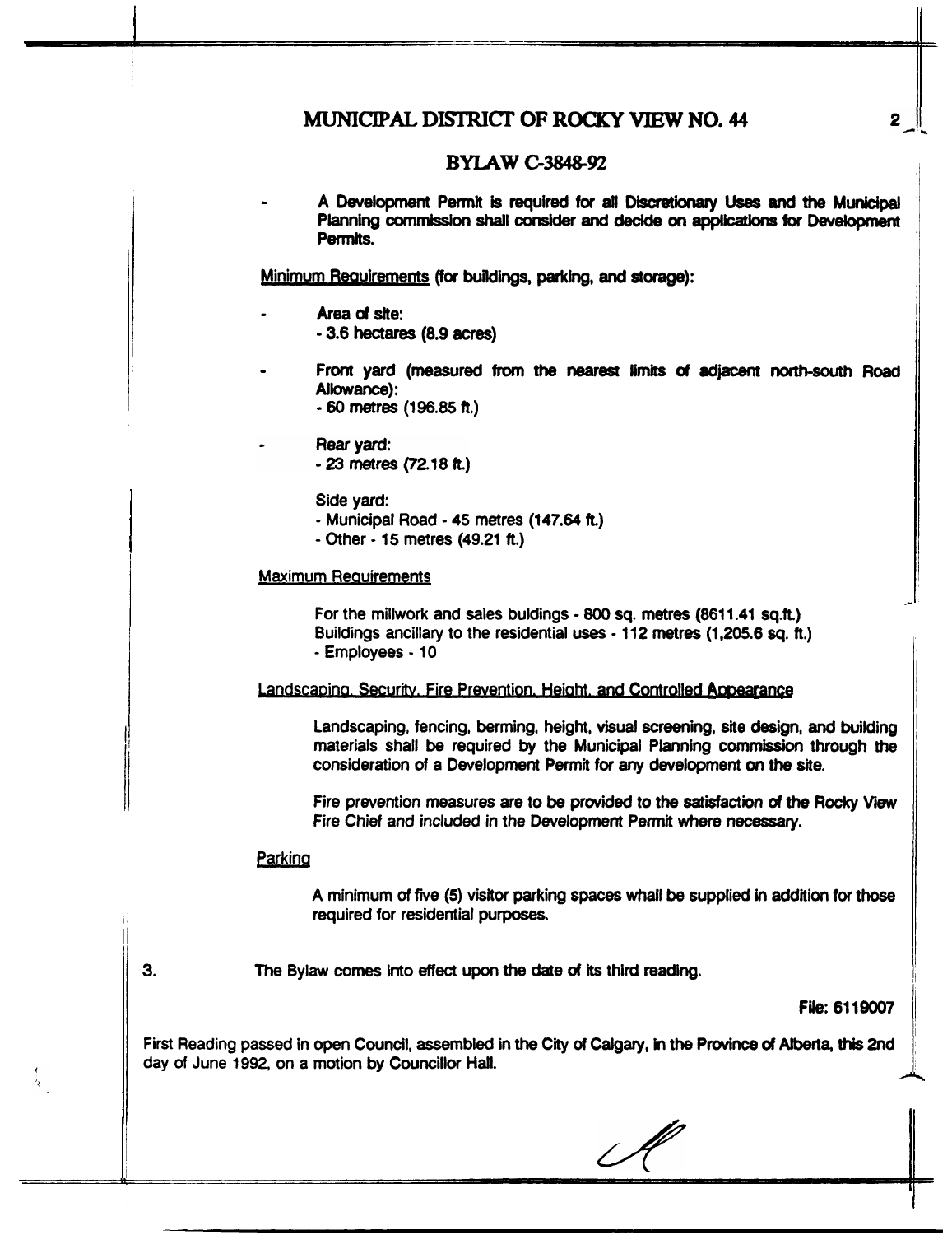# MUNICIPAL DISTRICT OF ROCKY VIEW NO. 44

## BYLAW C-3848-92

- A Development Permit is required for all Discretionary Uses and the Municipal Planning commission shall consider and decide on applications for Development Permits.

Minimum Requirements (for buildings, parking, and storage):

- Area of site:
  - 3.6 hectares (8.9 acres)

- Front yard (measured from the nearest limits of adjacent north-south Road Allowance):
  - 60 metres (196.85 ft.)

- Rear yard:
  - 23 metres (72.18 ft.)

  Side yard:
  - Municipal Road - 45 metres (147.64 ft.)
  - Other - 15 metres (49.21 ft.)

Maximum Requirements

For the millwork and sales buldings - 800 sq. metres (8611.41 sq.ft.)
Buildings ancillary to the residential uses - 112 metres (1,205.6 sq. ft.)
- Employees - 10

Landscaping, Security, Fire Prevention, Height, and Controlled Appearance

Landscaping, fencing, berming, height, visual screening, site design, and building materials shall be required by the Municipal Planning commission through the consideration of a Development Permit for any development on the site.

Fire prevention measures are to be provided to the satisfaction of the Rocky View Fire Chief and included in the Development Permit where necessary.

Parking

A minimum of five (5) visitor parking spaces whall be supplied in addition for those required for residential purposes.

3. The Bylaw comes into effect upon the date of its third reading.

File: 6119007

First Reading passed in open Council, assembled in the City of Calgary, in the Province of Alberta, this 2nd day of June 1992, on a motion by Councillor Hall.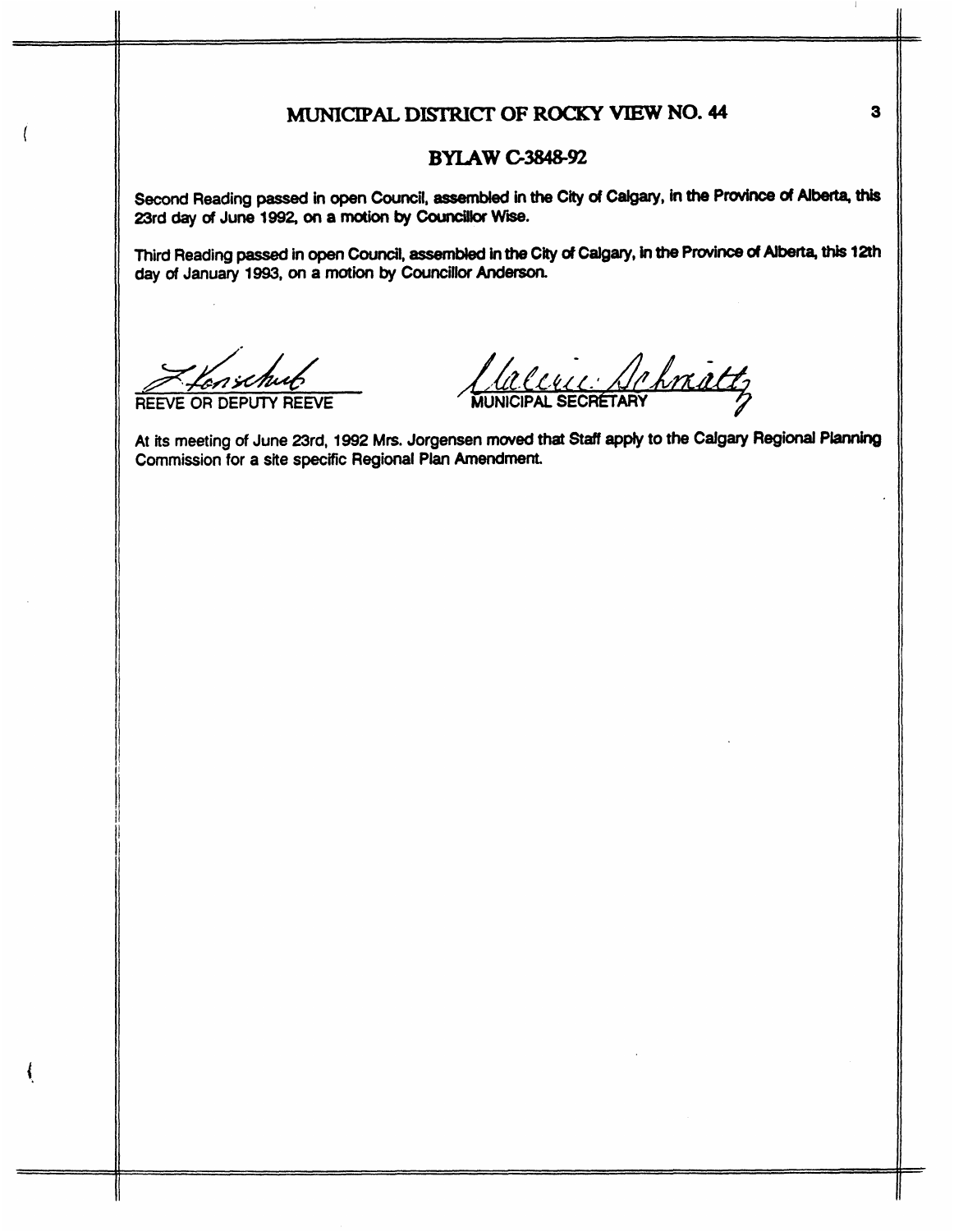# MUNICIPAL DISTRICT OF ROCKY VIEW NO. 44

## BYLAW C-3848-92

Second Reading passed in open Council, assembled in the City of Calgary, in the Province of Alberta, this 23rd day of June 1992, on a motion by Councillor Wise.

Third Reading passed in open Council, assembled in the City of Calgary, in the Province of Alberta, this 12th day of January 1993, on a motion by Councillor Anderson.

REEVE OR DEPUTY REEVE

MUNICIPAL SECRETARY

At its meeting of June 23rd, 1992 Mrs. Jorgensen moved that Staff apply to the Calgary Regional Planning Commission for a site specific Regional Plan Amendment.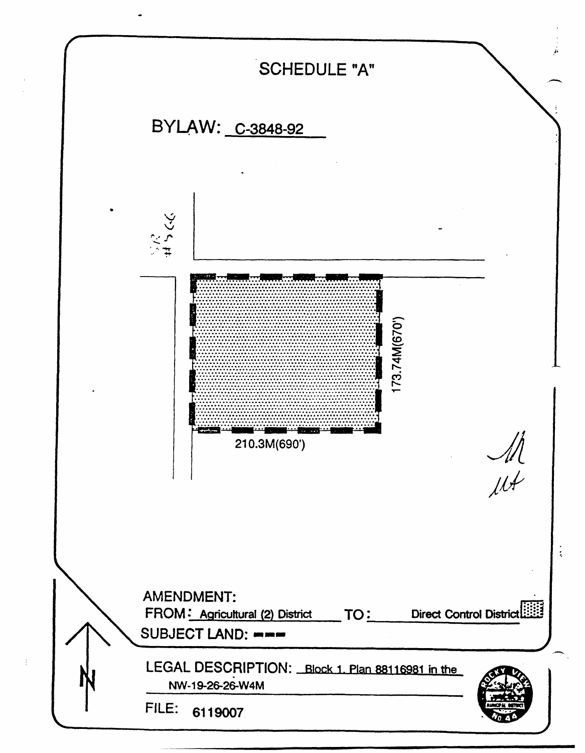# SCHEDULE "A"

BYLAW: C-3848-92

SR #566

173.74M(670')

210.3M(690')

AMENDMENT:

FROM: Agricultural (2) District TO: Direct Control District

SUBJECT LAND:

LEGAL DESCRIPTION: Block 1, Plan 88116981 in the NW-19-26-26-W4M

FILE: 6119007

N